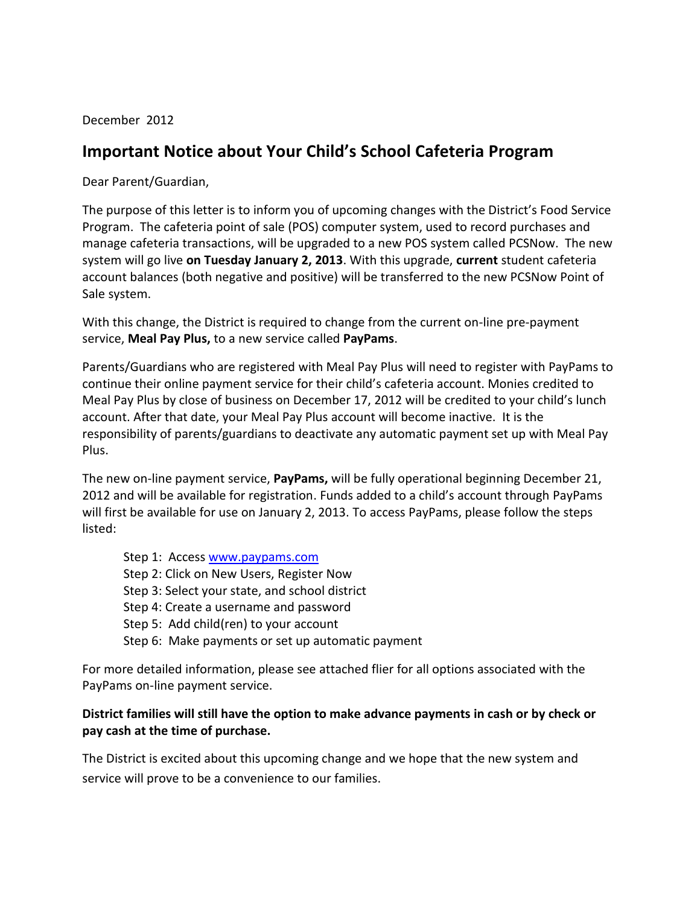December 2012

# Important Notice about Your Child's School Cafeteria Program

Dear Parent/Guardian,

The purpose of this letter is to inform you of upcoming changes with the District's Food Service Program. The cafeteria point of sale (POS) computer system, used to record purchases and manage cafeteria transactions, will be upgraded to a new POS system called PCSNow. The new system will go live **on Tuesday January 2, 2013**. With this upgrade, **current** student cafeteria account balances (both negative and positive) will be transferred to the new PCSNow Point of Sale system.

With this change, the District is required to change from the current on-line pre-payment service, **Meal Pay Plus,** to a new service called **PayPams**.

Parents/Guardians who are registered with Meal Pay Plus will need to register with PayPams to continue their online payment service for their child's cafeteria account. Monies credited to Meal Pay Plus by close of business on December 17, 2012 will be credited to your child's lunch account. After that date, your Meal Pay Plus account will become inactive. It is the responsibility of parents/guardians to deactivate any automatic payment set up with Meal Pay Plus.

The new on-line payment service, **PayPams,** will be fully operational beginning December 21, 2012 and will be available for registration. Funds added to a child's account through PayPams will first be available for use on January 2, 2013. To access PayPams, please follow the steps listed:

- Step 1: Access [www.paypams.com](www.paypams.com)
- Step 2: Click on New Users, Register Now
- Step 3: Select your state, and school district
- Step 4: Create a username and password
- Step 5: Add child(ren) to your account
- Step 6: Make payments or set up automatic payment

For more detailed information, please see attached flier for all options associated with the PayPams on-line payment service.

**District families will still have the option to make advance payments in cash or by check or pay cash at the time of purchase.**

The District is excited about this upcoming change and we hope that the new system and service will prove to be a convenience to our families.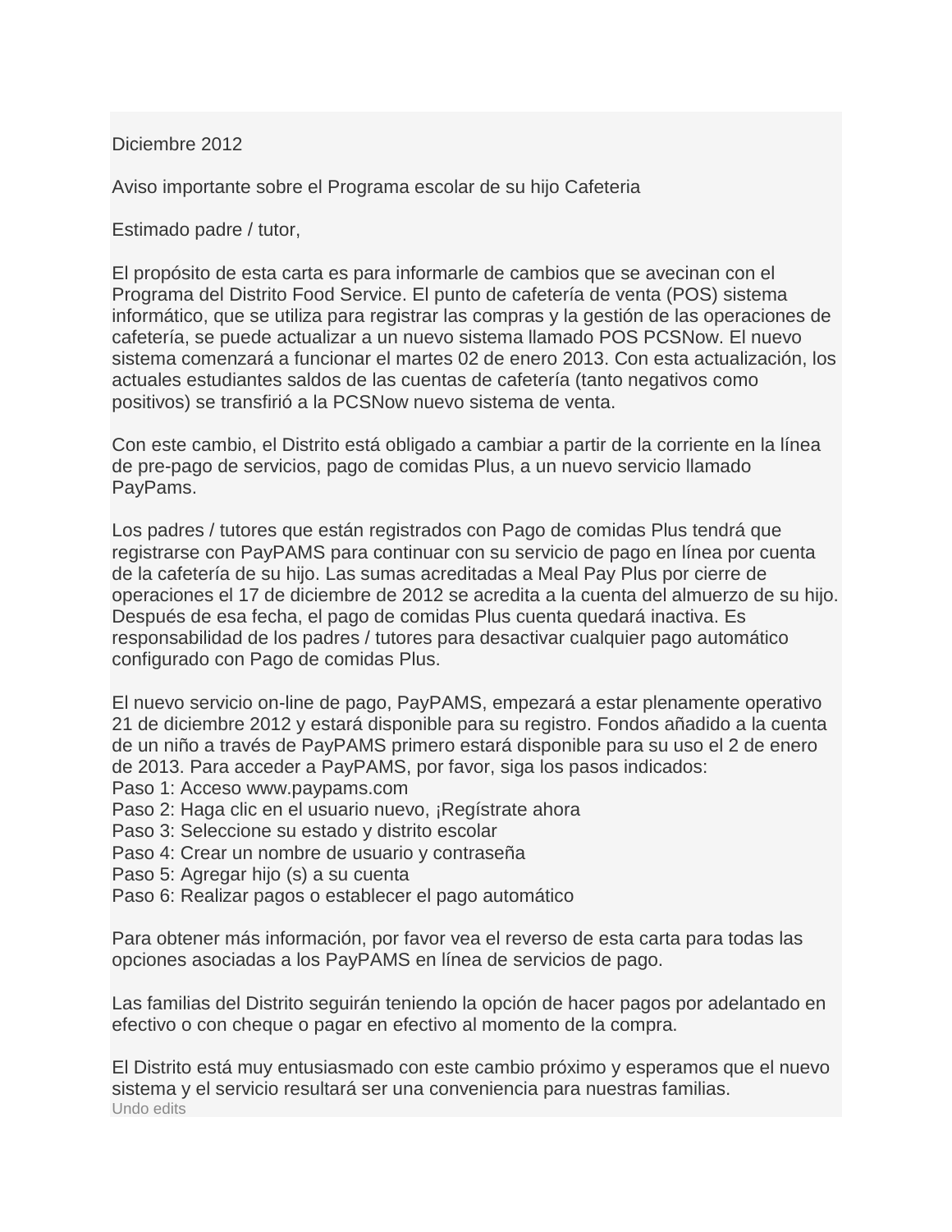Diciembre 2012

Aviso importante sobre el Programa escolar de su hijo Cafeteria

Estimado padre / tutor,

El propósito de esta carta es para informarle de cambios que se avecinan con el Programa del Distrito Food Service. El punto de cafetería de venta (POS) sistema informático, que se utiliza para registrar las compras y la gestión de las operaciones de cafetería, se puede actualizar a un nuevo sistema llamado POS PCSNow. El nuevo sistema comenzará a funcionar el martes 02 de enero 2013. Con esta actualización, los actuales estudiantes saldos de las cuentas de cafetería (tanto negativos como positivos) se transfirió a la PCSNow nuevo sistema de venta.

Con este cambio, el Distrito está obligado a cambiar a partir de la corriente en la línea de pre-pago de servicios, pago de comidas Plus, a un nuevo servicio llamado PayPams.

Los padres / tutores que están registrados con Pago de comidas Plus tendrá que registrarse con PayPAMS para continuar con su servicio de pago en línea por cuenta de la cafetería de su hijo. Las sumas acreditadas a Meal Pay Plus por cierre de operaciones el 17 de diciembre de 2012 se acredita a la cuenta del almuerzo de su hijo. Después de esa fecha, el pago de comidas Plus cuenta quedará inactiva. Es responsabilidad de los padres / tutores para desactivar cualquier pago automático configurado con Pago de comidas Plus.

El nuevo servicio on-line de pago, PayPAMS, empezará a estar plenamente operativo 21 de diciembre 2012 y estará disponible para su registro. Fondos añadido a la cuenta de un niño a través de PayPAMS primero estará disponible para su uso el 2 de enero de 2013. Para acceder a PayPAMS, por favor, siga los pasos indicados:  
Paso 1: Acceso www.paypams.com  
Paso 2: Haga clic en el usuario nuevo, ¡Regístrate ahora  
Paso 3: Seleccione su estado y distrito escolar  
Paso 4: Crear un nombre de usuario y contraseña  
Paso 5: Agregar hijo (s) a su cuenta  
Paso 6: Realizar pagos o establecer el pago automático

Para obtener más información, por favor vea el reverso de esta carta para todas las opciones asociadas a los PayPAMS en línea de servicios de pago.

Las familias del Distrito seguirán teniendo la opción de hacer pagos por adelantado en efectivo o con cheque o pagar en efectivo al momento de la compra.

El Distrito está muy entusiasmado con este cambio próximo y esperamos que el nuevo sistema y el servicio resultará ser una conveniencia para nuestras familias.

Undo edits